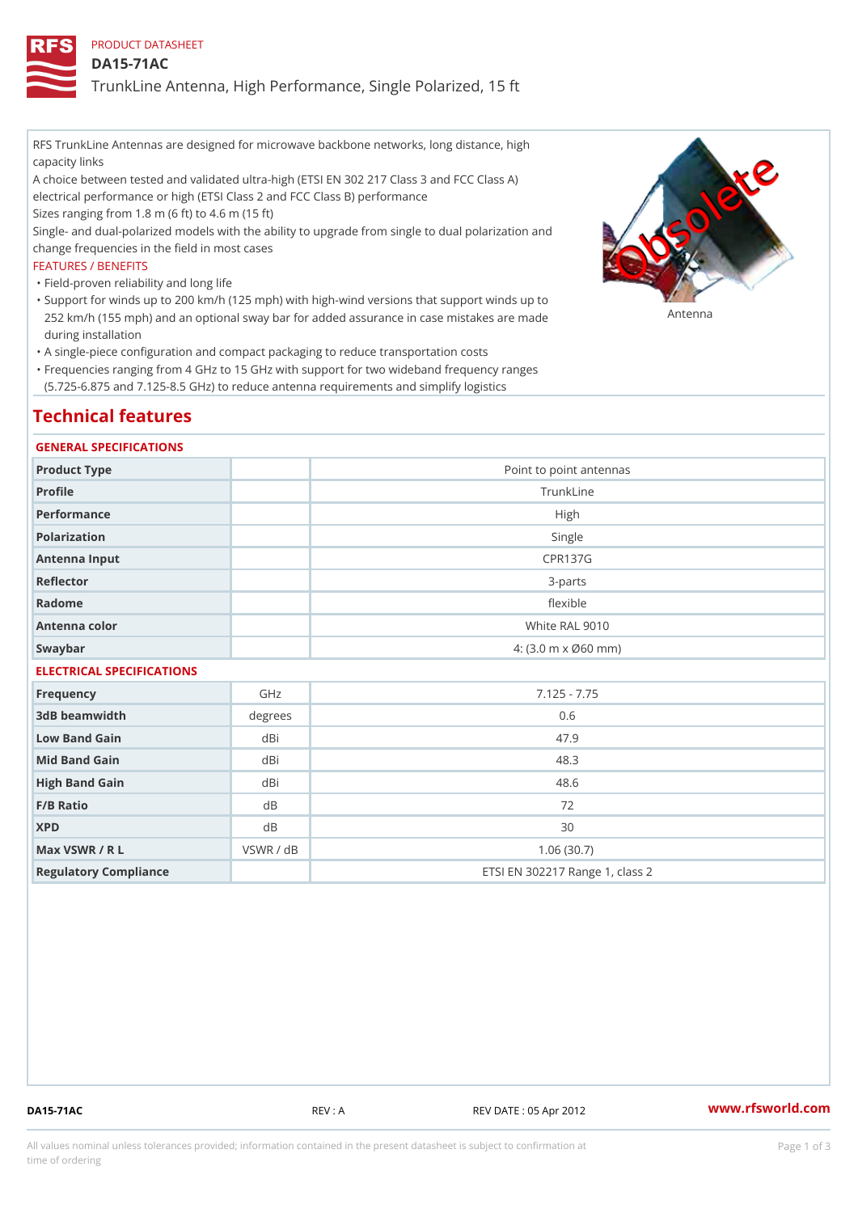PRODUCT DATASHEET

# DA15-71AC

## TrunkLine Antenna, High Performance, Single Polarized, 15 ft

RFS TrunkLine Antennas are designed for microwave backbone networks, long distance, high capacity links

A choice between tested and validated ultra-high (ETSI EN 302 217 Class 3 and FCC Class A) electrical performance or high (ETSI Class 2 and FCC Class B) performance

Sizes ranging from 1.8 m (6 ft) to 4.6 m (15 ft)

Single- and dual-polarized models with the ability to upgrade from single to dual polarization and change frequencies in the field in most cases

FEATURES / BENEFITS

- Field-proven reliability and long life
- Support for winds up to 200 km/h (125 mph) with high-wind versions that support winds up to 252 km/h (155 mph) and an optional sway bar for added assurance in case mistakes are made during installation
- A single-piece configuration and compact packaging to reduce transportation costs
- Frequencies ranging from 4 GHz to 15 GHz with support for two wideband frequency ranges (5.725-6.875 and 7.125-8.5 GHz) to reduce antenna requirements and simplify logistics

Antenna

## Technical features

### GENERAL SPECIFICATIONS

| | | |
|---|---|---|
| Product Type | | Point to point antennas |
| Profile | | TrunkLine |
| Performance | | High |
| Polarization | | Single |
| Antenna Input | | CPR137G |
| Reflector | | 3-parts |
| Radome | | flexible |
| Antenna color | | White RAL 9010 |
| Swaybar | | 4: (3.0 m x Ø60 mm) |

### ELECTRICAL SPECIFICATIONS

| | | |
|---|---|---|
| Frequency | GHz | 7.125 - 7.75 |
| 3dB beamwidth | degrees | 0.6 |
| Low Band Gain | dBi | 47.9 |
| Mid Band Gain | dBi | 48.3 |
| High Band Gain | dBi | 48.6 |
| F/B Ratio | dB | 72 |
| XPD | dB | 30 |
| Max VSWR / R L | VSWR / dB | 1.06 (30.7) |
| Regulatory Compliance | | ETSI EN 302217 Range 1, class 2 |

DA15-71AC REV : A REV DATE : 05 Apr 2012 www.rfsworld.com

All values nominal unless tolerances provided; information contained in the present datasheet is subject to confirmation at time of ordering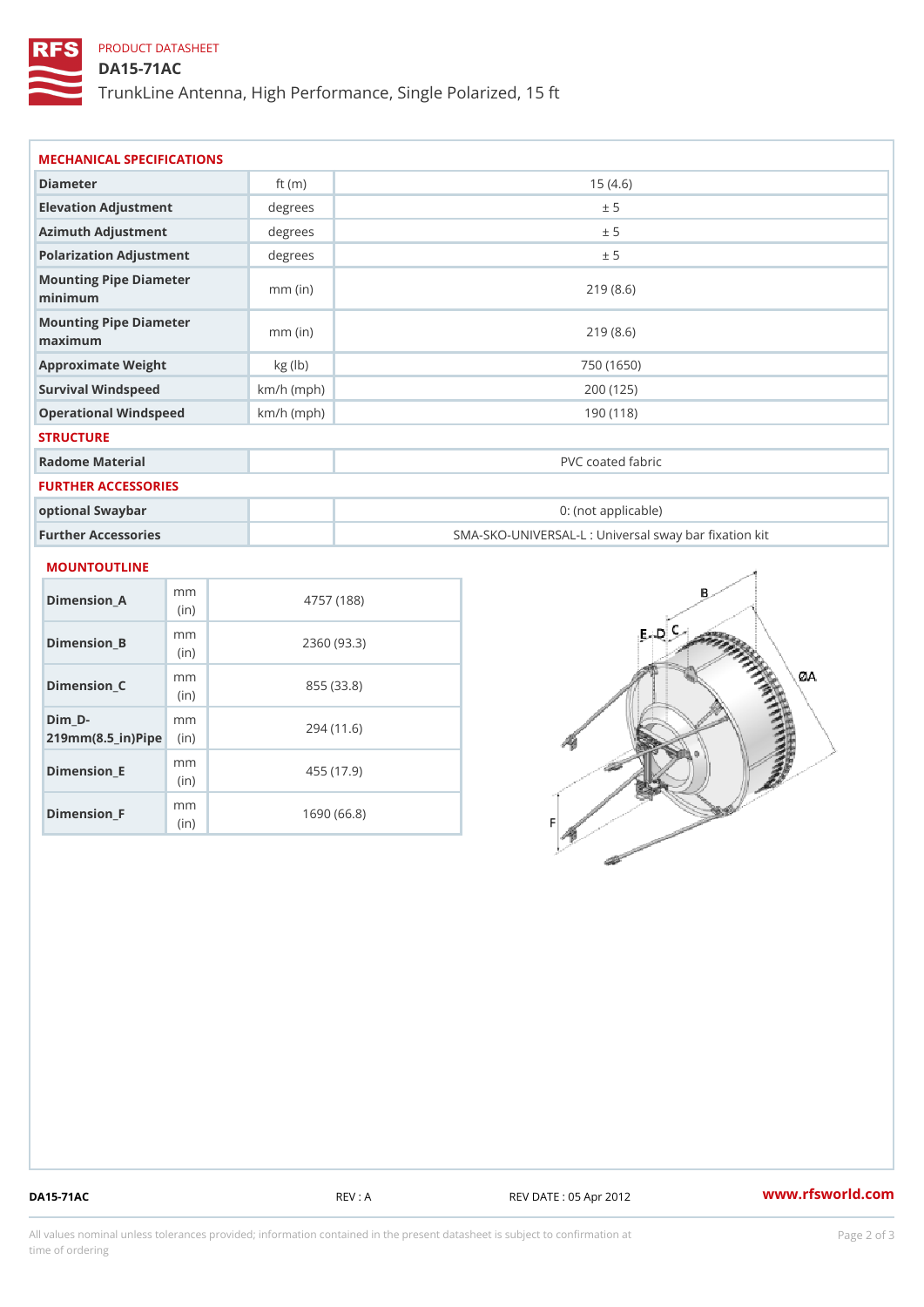PRODUCT DATASHEET

# DA15-71AC

TrunkLine Antenna, High Performance, Single Polarized, 15 ft

## MECHANICAL SPECIFICATIONS

| | | |
|---|---|---|
| Diameter | ft (m) | 15 (4.6) |
| Elevation Adjustment | degrees | ± 5 |
| Azimuth Adjustment | degrees | ± 5 |
| Polarization Adjustment | degrees | ± 5 |
| Mounting Pipe Diameter minimum | mm (in) | 219 (8.6) |
| Mounting Pipe Diameter maximum | mm (in) | 219 (8.6) |
| Approximate Weight | kg (lb) | 750 (1650) |
| Survival Windspeed | km/h (mph) | 200 (125) |
| Operational Windspeed | km/h (mph) | 190 (118) |

## STRUCTURE

| | | |
|---|---|---|
| Radome Material | | PVC coated fabric |

## FURTHER ACCESSORIES

| | | |
|---|---|---|
| optional Swaybar | | 0: (not applicable) |
| Further Accessories | | SMA-SKO-UNIVERSAL-L : Universal sway bar fixation kit |

## MOUNTOUTLINE

| | | |
|---|---|---|
| Dimension_A | mm (in) | 4757 (188) |
| Dimension_B | mm (in) | 2360 (93.3) |
| Dimension_C | mm (in) | 855 (33.8) |
| Dim_D-219mm(8.5_in)Pipe | mm (in) | 294 (11.6) |
| Dimension_E | mm (in) | 455 (17.9) |
| Dimension_F | mm (in) | 1690 (66.8) |

DA15-71AC REV : A REV DATE : 05 Apr 2012 www.rfsworld.com

All values nominal unless tolerances provided; information contained in the present datasheet is subject to confirmation at time of ordering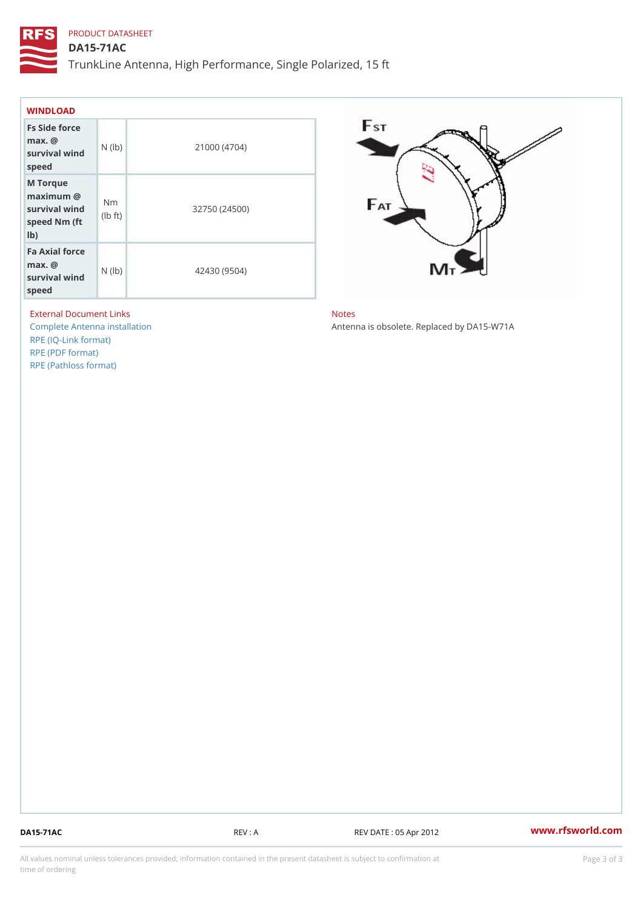PRODUCT DATASHEET

# DA15-71AC

TrunkLine Antenna, High Performance, Single Polarized, 15 ft

## WINDLOAD

| | | |
|---|---|---|
| Fs Side force max. @ survival wind speed | N (lb) | 21000 (4704) |
| M Torque maximum @ survival wind speed Nm (ft lb) | Nm (lb ft) | 32750 (24500) |
| Fa Axial force max. @ survival wind speed | N (lb) | 42430 (9504) |

FST

FAT

MT

### External Document Links

Complete Antenna installation
RPE (IQ-Link format)
RPE (PDF format)
RPE (Pathloss format)

### Notes

Antenna is obsolete. Replaced by DA15-W71A

DA15-71AC REV : A REV DATE : 05 Apr 2012 www.rfsworld.com

All values nominal unless tolerances provided; information contained in the present datasheet is subject to confirmation at time of ordering